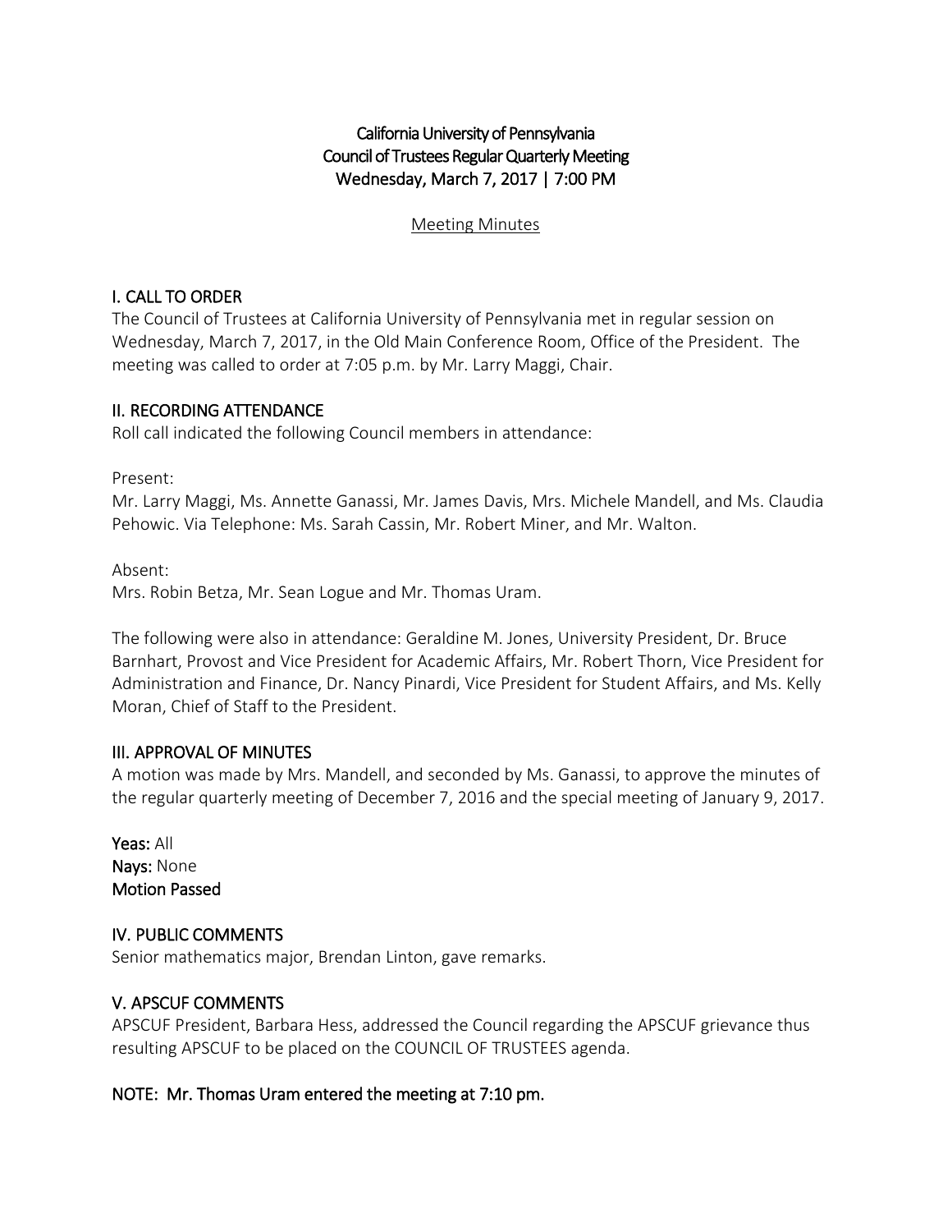# California University of Pennsylvania
# Council of Trustees Regular Quarterly Meeting
# Wednesday, March 7, 2017 | 7:00 PM

Meeting Minutes

## I. CALL TO ORDER

The Council of Trustees at California University of Pennsylvania met in regular session on Wednesday, March 7, 2017, in the Old Main Conference Room, Office of the President. The meeting was called to order at 7:05 p.m. by Mr. Larry Maggi, Chair.

## II. RECORDING ATTENDANCE

Roll call indicated the following Council members in attendance:

Present:
Mr. Larry Maggi, Ms. Annette Ganassi, Mr. James Davis, Mrs. Michele Mandell, and Ms. Claudia Pehowic. Via Telephone: Ms. Sarah Cassin, Mr. Robert Miner, and Mr. Walton.

Absent:
Mrs. Robin Betza, Mr. Sean Logue and Mr. Thomas Uram.

The following were also in attendance: Geraldine M. Jones, University President, Dr. Bruce Barnhart, Provost and Vice President for Academic Affairs, Mr. Robert Thorn, Vice President for Administration and Finance, Dr. Nancy Pinardi, Vice President for Student Affairs, and Ms. Kelly Moran, Chief of Staff to the President.

## III. APPROVAL OF MINUTES

A motion was made by Mrs. Mandell, and seconded by Ms. Ganassi, to approve the minutes of the regular quarterly meeting of December 7, 2016 and the special meeting of January 9, 2017.

**Yeas:** All
**Nays:** None
**Motion Passed**

## IV. PUBLIC COMMENTS

Senior mathematics major, Brendan Linton, gave remarks.

## V. APSCUF COMMENTS

APSCUF President, Barbara Hess, addressed the Council regarding the APSCUF grievance thus resulting APSCUF to be placed on the COUNCIL OF TRUSTEES agenda.

**NOTE: Mr. Thomas Uram entered the meeting at 7:10 pm.**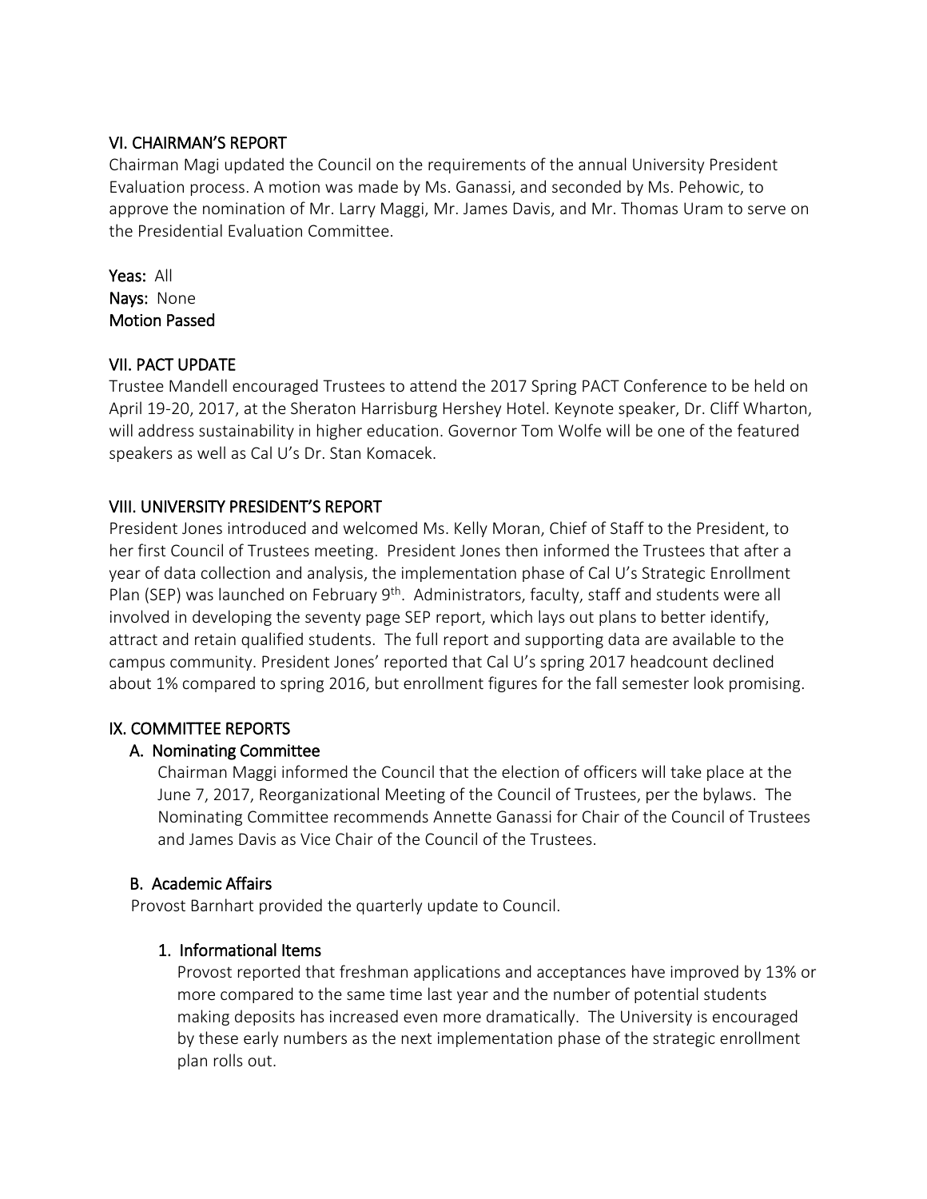## VI. CHAIRMAN'S REPORT

Chairman Magi updated the Council on the requirements of the annual University President Evaluation process. A motion was made by Ms. Ganassi, and seconded by Ms. Pehowic, to approve the nomination of Mr. Larry Maggi, Mr. James Davis, and Mr. Thomas Uram to serve on the Presidential Evaluation Committee.

**Yeas:** All
**Nays:** None
**Motion Passed**

## VII. PACT UPDATE

Trustee Mandell encouraged Trustees to attend the 2017 Spring PACT Conference to be held on April 19-20, 2017, at the Sheraton Harrisburg Hershey Hotel. Keynote speaker, Dr. Cliff Wharton, will address sustainability in higher education. Governor Tom Wolfe will be one of the featured speakers as well as Cal U's Dr. Stan Komacek.

## VIII. UNIVERSITY PRESIDENT'S REPORT

President Jones introduced and welcomed Ms. Kelly Moran, Chief of Staff to the President, to her first Council of Trustees meeting. President Jones then informed the Trustees that after a year of data collection and analysis, the implementation phase of Cal U's Strategic Enrollment Plan (SEP) was launched on February 9th. Administrators, faculty, staff and students were all involved in developing the seventy page SEP report, which lays out plans to better identify, attract and retain qualified students. The full report and supporting data are available to the campus community. President Jones' reported that Cal U's spring 2017 headcount declined about 1% compared to spring 2016, but enrollment figures for the fall semester look promising.

## IX. COMMITTEE REPORTS

### A. Nominating Committee

Chairman Maggi informed the Council that the election of officers will take place at the June 7, 2017, Reorganizational Meeting of the Council of Trustees, per the bylaws. The Nominating Committee recommends Annette Ganassi for Chair of the Council of Trustees and James Davis as Vice Chair of the Council of the Trustees.

### B. Academic Affairs

Provost Barnhart provided the quarterly update to Council.

#### 1. Informational Items

Provost reported that freshman applications and acceptances have improved by 13% or more compared to the same time last year and the number of potential students making deposits has increased even more dramatically. The University is encouraged by these early numbers as the next implementation phase of the strategic enrollment plan rolls out.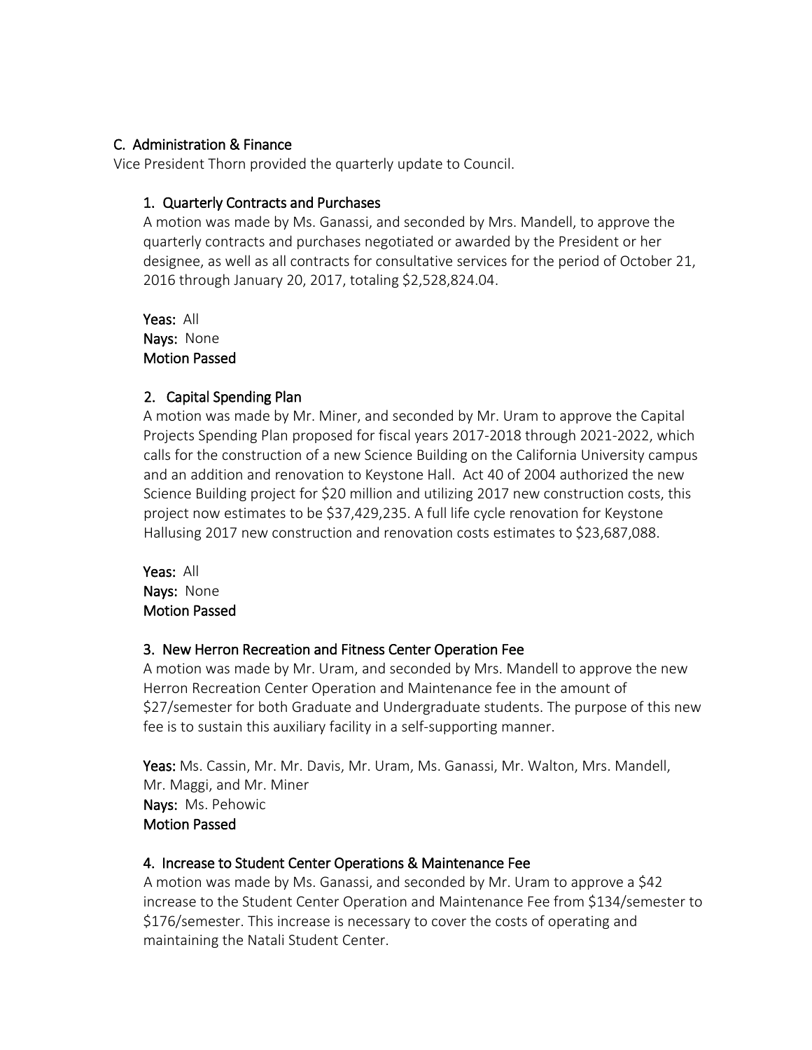### C. Administration & Finance

Vice President Thorn provided the quarterly update to Council.

#### 1. Quarterly Contracts and Purchases

A motion was made by Ms. Ganassi, and seconded by Mrs. Mandell, to approve the quarterly contracts and purchases negotiated or awarded by the President or her designee, as well as all contracts for consultative services for the period of October 21, 2016 through January 20, 2017, totaling $2,528,824.04.

**Yeas:** All
**Nays:** None
**Motion Passed**

#### 2. Capital Spending Plan

A motion was made by Mr. Miner, and seconded by Mr. Uram to approve the Capital Projects Spending Plan proposed for fiscal years 2017-2018 through 2021-2022, which calls for the construction of a new Science Building on the California University campus and an addition and renovation to Keystone Hall. Act 40 of 2004 authorized the new Science Building project for $20 million and utilizing 2017 new construction costs, this project now estimates to be $37,429,235. A full life cycle renovation for Keystone Hallusing 2017 new construction and renovation costs estimates to $23,687,088.

**Yeas:** All
**Nays:** None
**Motion Passed**

#### 3. New Herron Recreation and Fitness Center Operation Fee

A motion was made by Mr. Uram, and seconded by Mrs. Mandell to approve the new Herron Recreation Center Operation and Maintenance fee in the amount of $27/semester for both Graduate and Undergraduate students. The purpose of this new fee is to sustain this auxiliary facility in a self-supporting manner.

**Yeas:** Ms. Cassin, Mr. Mr. Davis, Mr. Uram, Ms. Ganassi, Mr. Walton, Mrs. Mandell, Mr. Maggi, and Mr. Miner
**Nays:** Ms. Pehowic
**Motion Passed**

#### 4. Increase to Student Center Operations & Maintenance Fee

A motion was made by Ms. Ganassi, and seconded by Mr. Uram to approve a $42 increase to the Student Center Operation and Maintenance Fee from $134/semester to $176/semester. This increase is necessary to cover the costs of operating and maintaining the Natali Student Center.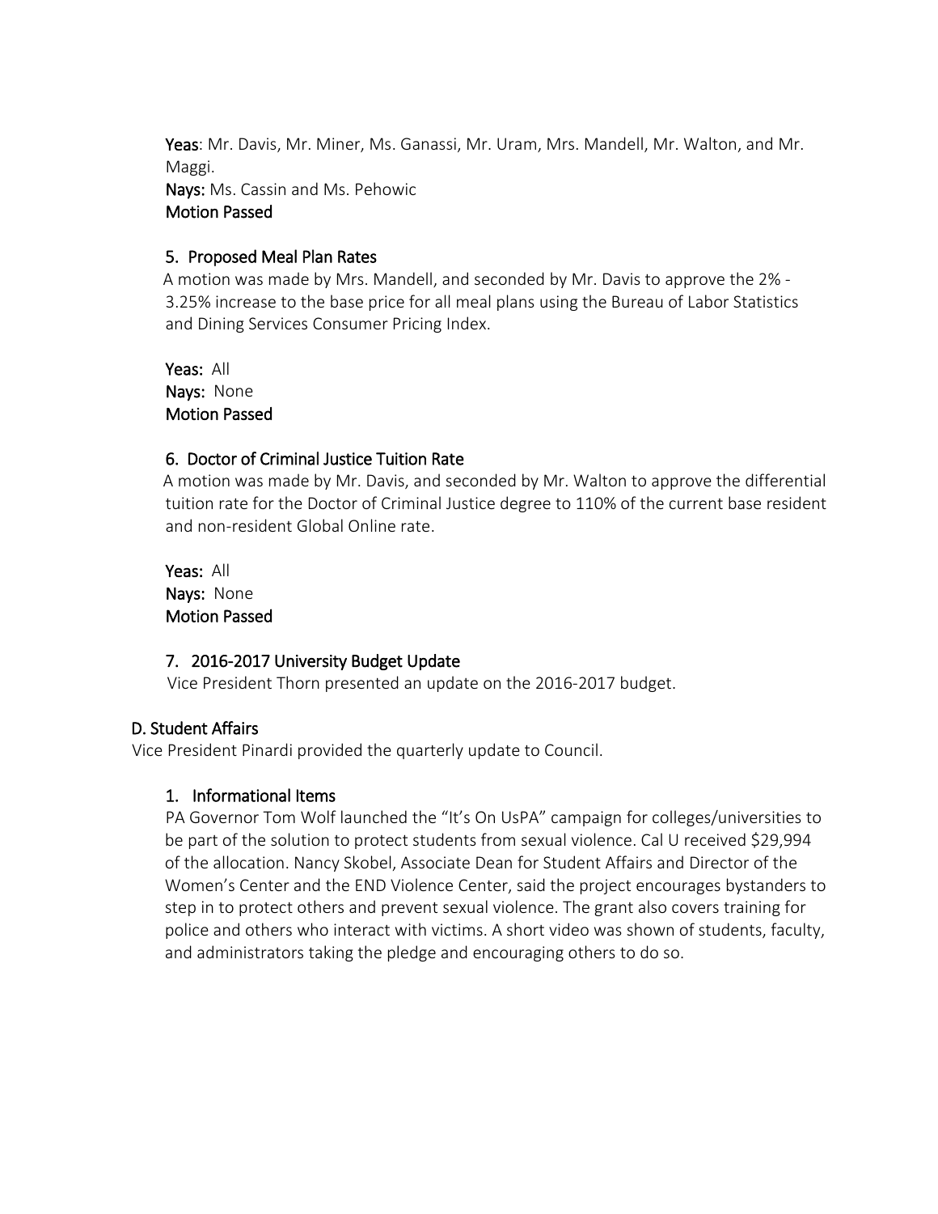**Yeas**: Mr. Davis, Mr. Miner, Ms. Ganassi, Mr. Uram, Mrs. Mandell, Mr. Walton, and Mr. Maggi.
**Nays:** Ms. Cassin and Ms. Pehowic
**Motion Passed**

### 5. Proposed Meal Plan Rates

A motion was made by Mrs. Mandell, and seconded by Mr. Davis to approve the 2% - 3.25% increase to the base price for all meal plans using the Bureau of Labor Statistics and Dining Services Consumer Pricing Index.

**Yeas:** All
**Nays:** None
**Motion Passed**

### 6. Doctor of Criminal Justice Tuition Rate

A motion was made by Mr. Davis, and seconded by Mr. Walton to approve the differential tuition rate for the Doctor of Criminal Justice degree to 110% of the current base resident and non-resident Global Online rate.

**Yeas:** All
**Nays:** None
**Motion Passed**

### 7. 2016-2017 University Budget Update

Vice President Thorn presented an update on the 2016-2017 budget.

## D. Student Affairs

Vice President Pinardi provided the quarterly update to Council.

### 1. Informational Items

PA Governor Tom Wolf launched the "It's On UsPA" campaign for colleges/universities to be part of the solution to protect students from sexual violence. Cal U received $29,994 of the allocation. Nancy Skobel, Associate Dean for Student Affairs and Director of the Women's Center and the END Violence Center, said the project encourages bystanders to step in to protect others and prevent sexual violence. The grant also covers training for police and others who interact with victims. A short video was shown of students, faculty, and administrators taking the pledge and encouraging others to do so.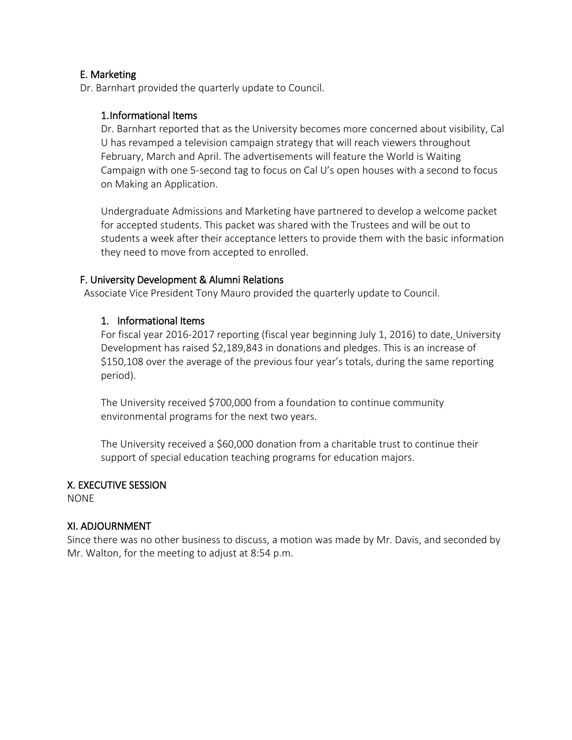### E. Marketing

Dr. Barnhart provided the quarterly update to Council.

#### 1. Informational Items

Dr. Barnhart reported that as the University becomes more concerned about visibility, Cal U has revamped a television campaign strategy that will reach viewers throughout February, March and April. The advertisements will feature the World is Waiting Campaign with one 5-second tag to focus on Cal U's open houses with a second to focus on Making an Application.

Undergraduate Admissions and Marketing have partnered to develop a welcome packet for accepted students. This packet was shared with the Trustees and will be out to students a week after their acceptance letters to provide them with the basic information they need to move from accepted to enrolled.

### F. University Development & Alumni Relations

Associate Vice President Tony Mauro provided the quarterly update to Council.

#### 1. Informational Items

For fiscal year 2016-2017 reporting (fiscal year beginning July 1, 2016) to date, University Development has raised $2,189,843 in donations and pledges. This is an increase of $150,108 over the average of the previous four year's totals, during the same reporting period).

The University received $700,000 from a foundation to continue community environmental programs for the next two years.

The University received a $60,000 donation from a charitable trust to continue their support of special education teaching programs for education majors.

## X. EXECUTIVE SESSION

NONE

## XI. ADJOURNMENT

Since there was no other business to discuss, a motion was made by Mr. Davis, and seconded by Mr. Walton, for the meeting to adjust at 8:54 p.m.